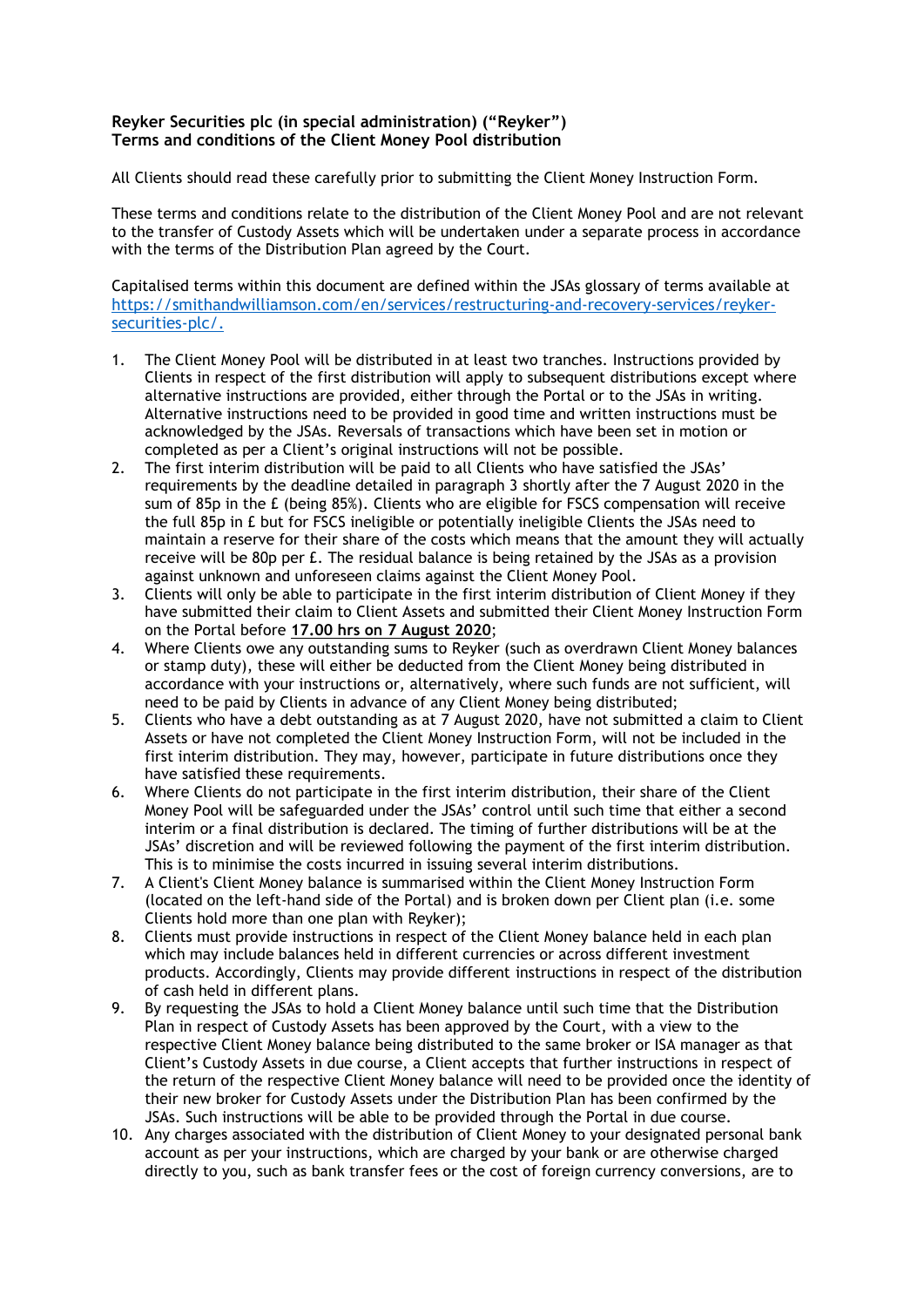**Reyker Securities plc (in special administration) ("Reyker")**
**Terms and conditions of the Client Money Pool distribution**

All Clients should read these carefully prior to submitting the Client Money Instruction Form.

These terms and conditions relate to the distribution of the Client Money Pool and are not relevant to the transfer of Custody Assets which will be undertaken under a separate process in accordance with the terms of the Distribution Plan agreed by the Court.

Capitalised terms within this document are defined within the JSAs glossary of terms available at [https://smithandwilliamson.com/en/services/restructuring-and-recovery-services/reyker-securities-plc/.](https://smithandwilliamson.com/en/services/restructuring-and-recovery-services/reyker-securities-plc/)

1. The Client Money Pool will be distributed in at least two tranches. Instructions provided by Clients in respect of the first distribution will apply to subsequent distributions except where alternative instructions are provided, either through the Portal or to the JSAs in writing. Alternative instructions need to be provided in good time and written instructions must be acknowledged by the JSAs. Reversals of transactions which have been set in motion or completed as per a Client's original instructions will not be possible.
2. The first interim distribution will be paid to all Clients who have satisfied the JSAs' requirements by the deadline detailed in paragraph 3 shortly after the 7 August 2020 in the sum of 85p in the £ (being 85%). Clients who are eligible for FSCS compensation will receive the full 85p in £ but for FSCS ineligible or potentially ineligible Clients the JSAs need to maintain a reserve for their share of the costs which means that the amount they will actually receive will be 80p per £. The residual balance is being retained by the JSAs as a provision against unknown and unforeseen claims against the Client Money Pool.
3. Clients will only be able to participate in the first interim distribution of Client Money if they have submitted their claim to Client Assets and submitted their Client Money Instruction Form on the Portal before **17.00 hrs on 7 August 2020**;
4. Where Clients owe any outstanding sums to Reyker (such as overdrawn Client Money balances or stamp duty), these will either be deducted from the Client Money being distributed in accordance with your instructions or, alternatively, where such funds are not sufficient, will need to be paid by Clients in advance of any Client Money being distributed;
5. Clients who have a debt outstanding as at 7 August 2020, have not submitted a claim to Client Assets or have not completed the Client Money Instruction Form, will not be included in the first interim distribution. They may, however, participate in future distributions once they have satisfied these requirements.
6. Where Clients do not participate in the first interim distribution, their share of the Client Money Pool will be safeguarded under the JSAs' control until such time that either a second interim or a final distribution is declared. The timing of further distributions will be at the JSAs' discretion and will be reviewed following the payment of the first interim distribution. This is to minimise the costs incurred in issuing several interim distributions.
7. A Client's Client Money balance is summarised within the Client Money Instruction Form (located on the left-hand side of the Portal) and is broken down per Client plan (i.e. some Clients hold more than one plan with Reyker);
8. Clients must provide instructions in respect of the Client Money balance held in each plan which may include balances held in different currencies or across different investment products. Accordingly, Clients may provide different instructions in respect of the distribution of cash held in different plans.
9. By requesting the JSAs to hold a Client Money balance until such time that the Distribution Plan in respect of Custody Assets has been approved by the Court, with a view to the respective Client Money balance being distributed to the same broker or ISA manager as that Client's Custody Assets in due course, a Client accepts that further instructions in respect of the return of the respective Client Money balance will need to be provided once the identity of their new broker for Custody Assets under the Distribution Plan has been confirmed by the JSAs. Such instructions will be able to be provided through the Portal in due course.
10. Any charges associated with the distribution of Client Money to your designated personal bank account as per your instructions, which are charged by your bank or are otherwise charged directly to you, such as bank transfer fees or the cost of foreign currency conversions, are to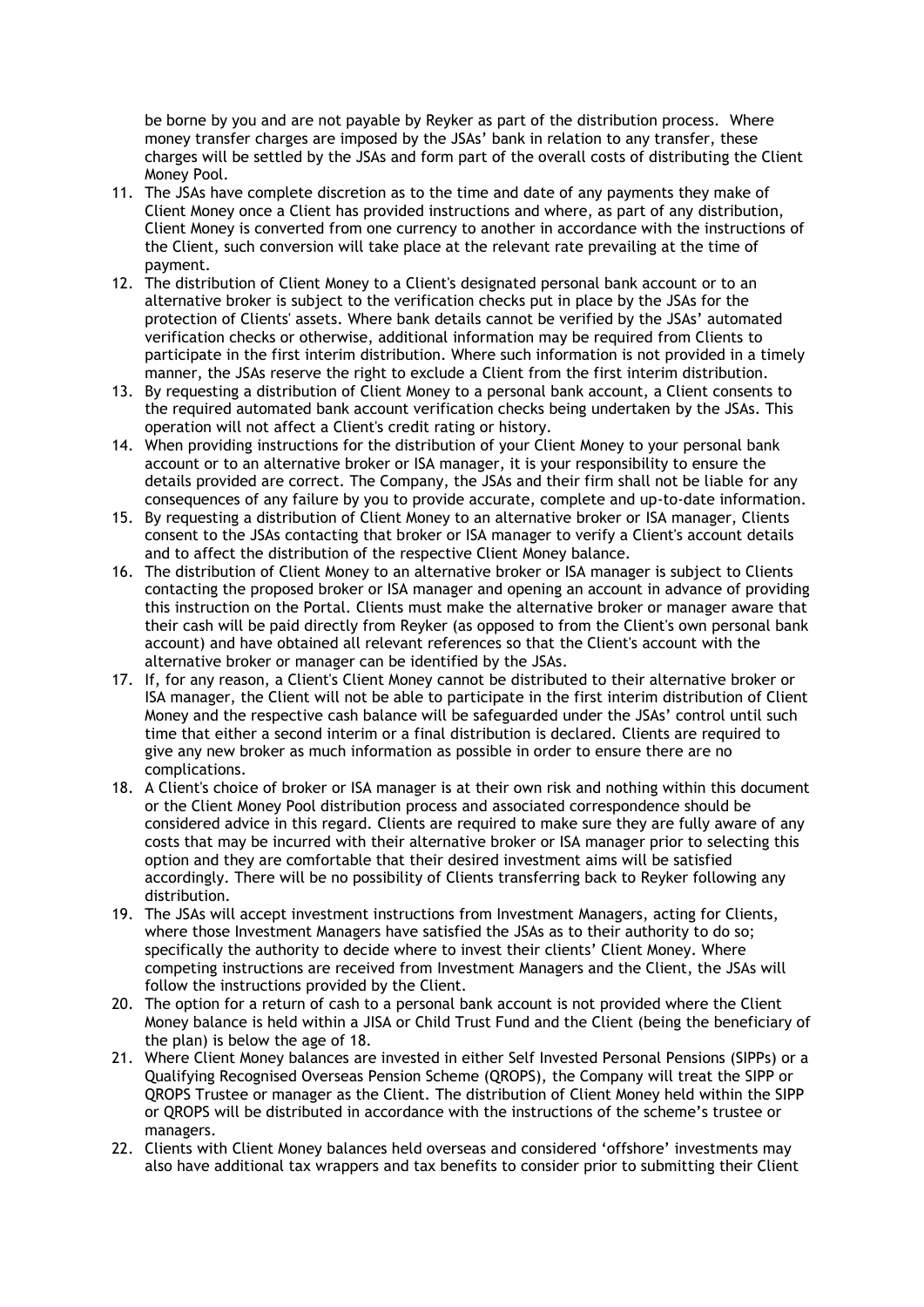be borne by you and are not payable by Reyker as part of the distribution process. Where money transfer charges are imposed by the JSAs' bank in relation to any transfer, these charges will be settled by the JSAs and form part of the overall costs of distributing the Client Money Pool.

11. The JSAs have complete discretion as to the time and date of any payments they make of Client Money once a Client has provided instructions and where, as part of any distribution, Client Money is converted from one currency to another in accordance with the instructions of the Client, such conversion will take place at the relevant rate prevailing at the time of payment.
12. The distribution of Client Money to a Client's designated personal bank account or to an alternative broker is subject to the verification checks put in place by the JSAs for the protection of Clients' assets. Where bank details cannot be verified by the JSAs' automated verification checks or otherwise, additional information may be required from Clients to participate in the first interim distribution. Where such information is not provided in a timely manner, the JSAs reserve the right to exclude a Client from the first interim distribution.
13. By requesting a distribution of Client Money to a personal bank account, a Client consents to the required automated bank account verification checks being undertaken by the JSAs. This operation will not affect a Client's credit rating or history.
14. When providing instructions for the distribution of your Client Money to your personal bank account or to an alternative broker or ISA manager, it is your responsibility to ensure the details provided are correct. The Company, the JSAs and their firm shall not be liable for any consequences of any failure by you to provide accurate, complete and up-to-date information.
15. By requesting a distribution of Client Money to an alternative broker or ISA manager, Clients consent to the JSAs contacting that broker or ISA manager to verify a Client's account details and to affect the distribution of the respective Client Money balance.
16. The distribution of Client Money to an alternative broker or ISA manager is subject to Clients contacting the proposed broker or ISA manager and opening an account in advance of providing this instruction on the Portal. Clients must make the alternative broker or manager aware that their cash will be paid directly from Reyker (as opposed to from the Client's own personal bank account) and have obtained all relevant references so that the Client's account with the alternative broker or manager can be identified by the JSAs.
17. If, for any reason, a Client's Client Money cannot be distributed to their alternative broker or ISA manager, the Client will not be able to participate in the first interim distribution of Client Money and the respective cash balance will be safeguarded under the JSAs' control until such time that either a second interim or a final distribution is declared. Clients are required to give any new broker as much information as possible in order to ensure there are no complications.
18. A Client's choice of broker or ISA manager is at their own risk and nothing within this document or the Client Money Pool distribution process and associated correspondence should be considered advice in this regard. Clients are required to make sure they are fully aware of any costs that may be incurred with their alternative broker or ISA manager prior to selecting this option and they are comfortable that their desired investment aims will be satisfied accordingly. There will be no possibility of Clients transferring back to Reyker following any distribution.
19. The JSAs will accept investment instructions from Investment Managers, acting for Clients, where those Investment Managers have satisfied the JSAs as to their authority to do so; specifically the authority to decide where to invest their clients' Client Money. Where competing instructions are received from Investment Managers and the Client, the JSAs will follow the instructions provided by the Client.
20. The option for a return of cash to a personal bank account is not provided where the Client Money balance is held within a JISA or Child Trust Fund and the Client (being the beneficiary of the plan) is below the age of 18.
21. Where Client Money balances are invested in either Self Invested Personal Pensions (SIPPs) or a Qualifying Recognised Overseas Pension Scheme (QROPS), the Company will treat the SIPP or QROPS Trustee or manager as the Client. The distribution of Client Money held within the SIPP or QROPS will be distributed in accordance with the instructions of the scheme's trustee or managers.
22. Clients with Client Money balances held overseas and considered 'offshore' investments may also have additional tax wrappers and tax benefits to consider prior to submitting their Client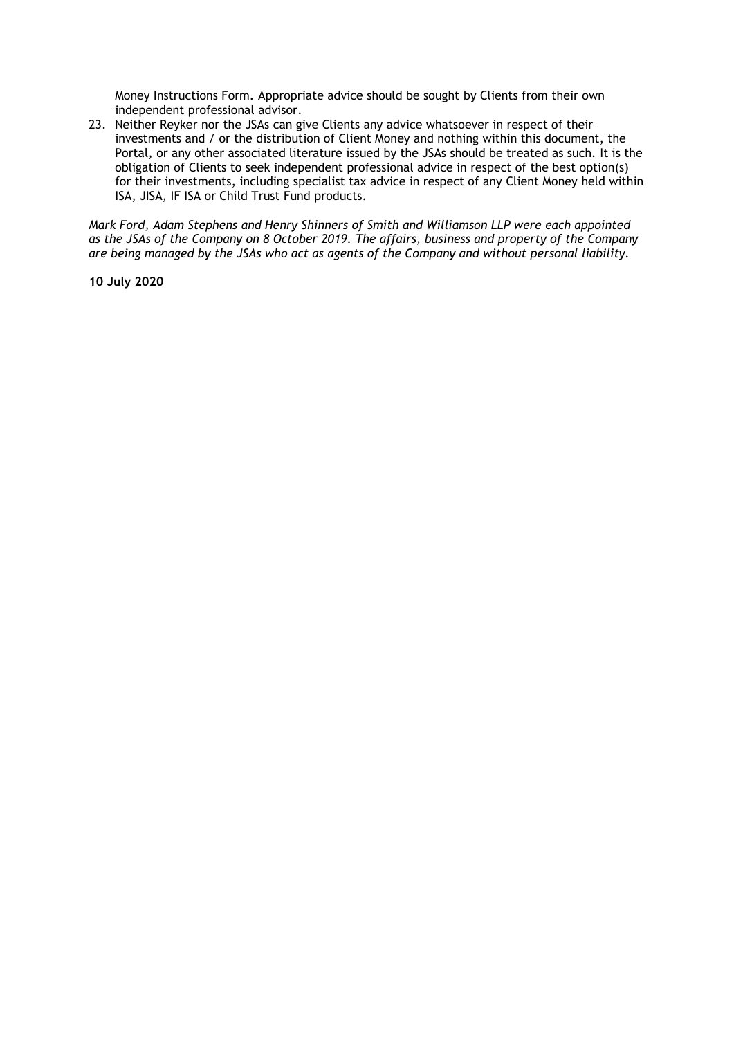Money Instructions Form. Appropriate advice should be sought by Clients from their own independent professional advisor.

23. Neither Reyker nor the JSAs can give Clients any advice whatsoever in respect of their investments and / or the distribution of Client Money and nothing within this document, the Portal, or any other associated literature issued by the JSAs should be treated as such. It is the obligation of Clients to seek independent professional advice in respect of the best option(s) for their investments, including specialist tax advice in respect of any Client Money held within ISA, JISA, IF ISA or Child Trust Fund products.

*Mark Ford, Adam Stephens and Henry Shinners of Smith and Williamson LLP were each appointed as the JSAs of the Company on 8 October 2019. The affairs, business and property of the Company are being managed by the JSAs who act as agents of the Company and without personal liability.*

**10 July 2020**